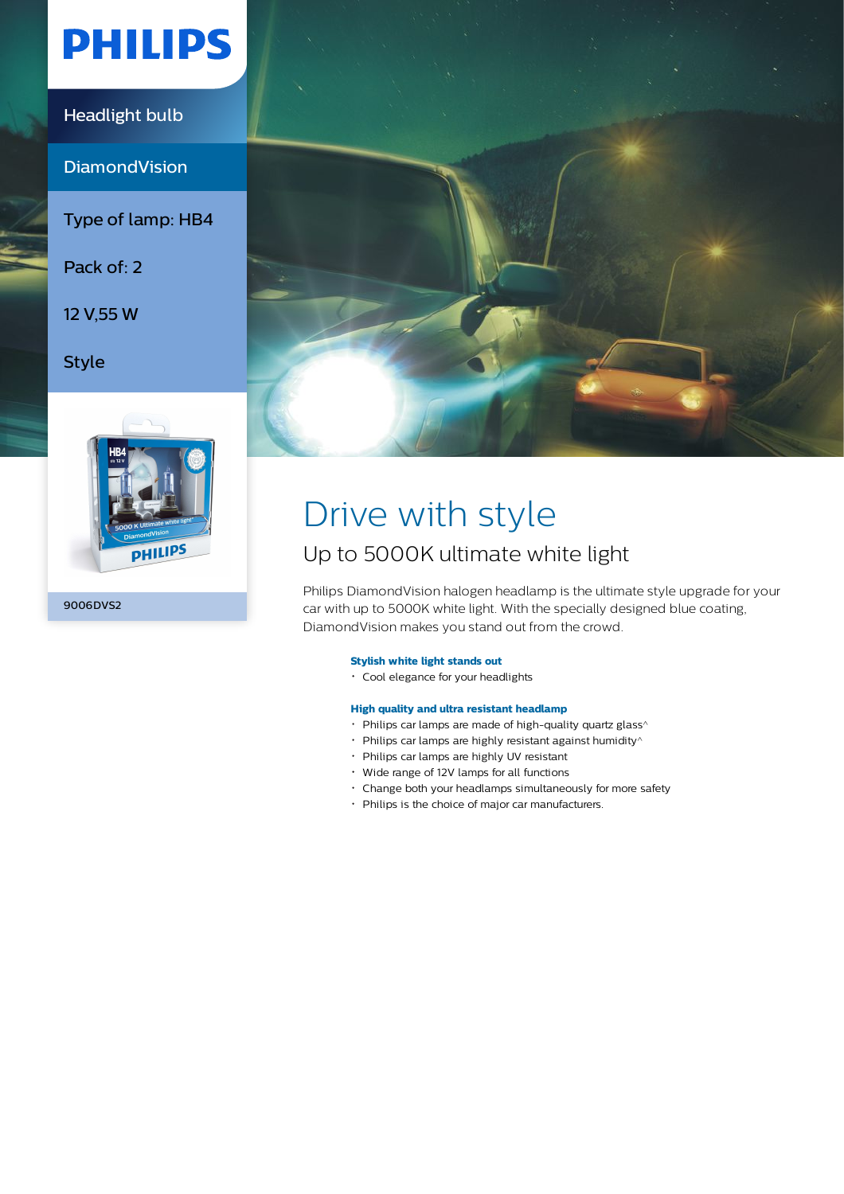PHILIPS

Headlight bulb

DiamondVision

Type of lamp: HB4

Pack of: 2

12 V,55 W

Style

9006DVS2

# Drive with style

## Up to 5000K ultimate white light

Philips DiamondVision halogen headlamp is the ultimate style upgrade for your car with up to 5000K white light. With the specially designed blue coating, DiamondVision makes you stand out from the crowd.

**Stylish white light stands out**

- Cool elegance for your headlights

**High quality and ultra resistant headlamp**

- Philips car lamps are made of high-quality quartz glass^
- Philips car lamps are highly resistant against humidity^
- Philips car lamps are highly UV resistant
- Wide range of 12V lamps for all functions
- Change both your headlamps simultaneously for more safety
- Philips is the choice of major car manufacturers.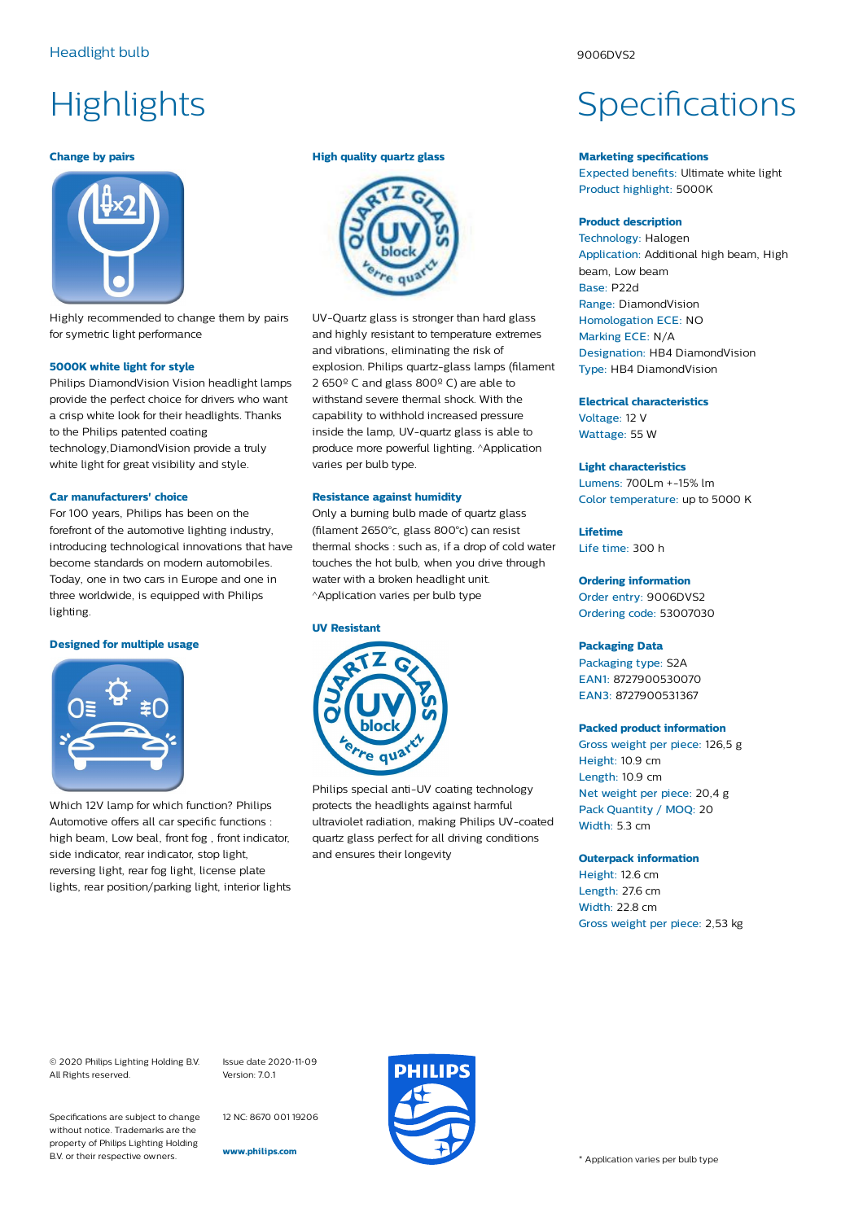Headlight bulb

9006DVS2

# Highlights

### Change by pairs

Highly recommended to change them by pairs for symetric light performance

### 5000K white light for style

Philips DiamondVision Vision headlight lamps provide the perfect choice for drivers who want a crisp white look for their headlights. Thanks to the Philips patented coating technology,DiamondVision provide a truly white light for great visibility and style.

### Car manufacturers' choice

For 100 years, Philips has been on the forefront of the automotive lighting industry, introducing technological innovations that have become standards on modern automobiles. Today, one in two cars in Europe and one in three worldwide, is equipped with Philips lighting.

### Designed for multiple usage

Which 12V lamp for which function? Philips Automotive offers all car specific functions : high beam, Low beal, front fog , front indicator, side indicator, rear indicator, stop light, reversing light, rear fog light, license plate lights, rear position/parking light, interior lights

### High quality quartz glass

UV-Quartz glass is stronger than hard glass and highly resistant to temperature extremes and vibrations, eliminating the risk of explosion. Philips quartz-glass lamps (filament 2 650º C and glass 800º C) are able to withstand severe thermal shock. With the capability to withhold increased pressure inside the lamp, UV-quartz glass is able to produce more powerful lighting. ^Application varies per bulb type.

### Resistance against humidity

Only a burning bulb made of quartz glass (filament 2650°c, glass 800°c) can resist thermal shocks : such as, if a drop of cold water touches the hot bulb, when you drive through water with a broken headlight unit. ^Application varies per bulb type

### UV Resistant

Philips special anti-UV coating technology protects the headlights against harmful ultraviolet radiation, making Philips UV-coated quartz glass perfect for all driving conditions and ensures their longevity

# Specifications

### Marketing specifications

- Expected benefits: Ultimate white light
- Product highlight: 5000K

### Product description

- Technology: Halogen
- Application: Additional high beam, High beam, Low beam
- Base: P22d
- Range: DiamondVision
- Homologation ECE: NO
- Marking ECE: N/A
- Designation: HB4 DiamondVision
- Type: HB4 DiamondVision

### Electrical characteristics

- Voltage: 12 V
- Wattage: 55 W

### Light characteristics

- Lumens: 700Lm +-15% lm
- Color temperature: up to 5000 K

### Lifetime

- Life time: 300 h

### Ordering information

- Order entry: 9006DVS2
- Ordering code: 53007030

### Packaging Data

- Packaging type: S2A
- EAN1: 8727900530070
- EAN3: 8727900531367

### Packed product information

- Gross weight per piece: 126,5 g
- Height: 10.9 cm
- Length: 10.9 cm
- Net weight per piece: 20,4 g
- Pack Quantity / MOQ: 20
- Width: 5.3 cm

### Outerpack information

- Height: 12.6 cm
- Length: 27.6 cm
- Width: 22.8 cm
- Gross weight per piece: 2,53 kg

* Application varies per bulb type

© 2020 Philips Lighting Holding B.V. All Rights reserved.

Specifications are subject to change without notice. Trademarks are the property of Philips Lighting Holding B.V. or their respective owners.

Issue date 2020-11-09
Version: 7.0.1

12 NC: 8670 001 19206

www.philips.com